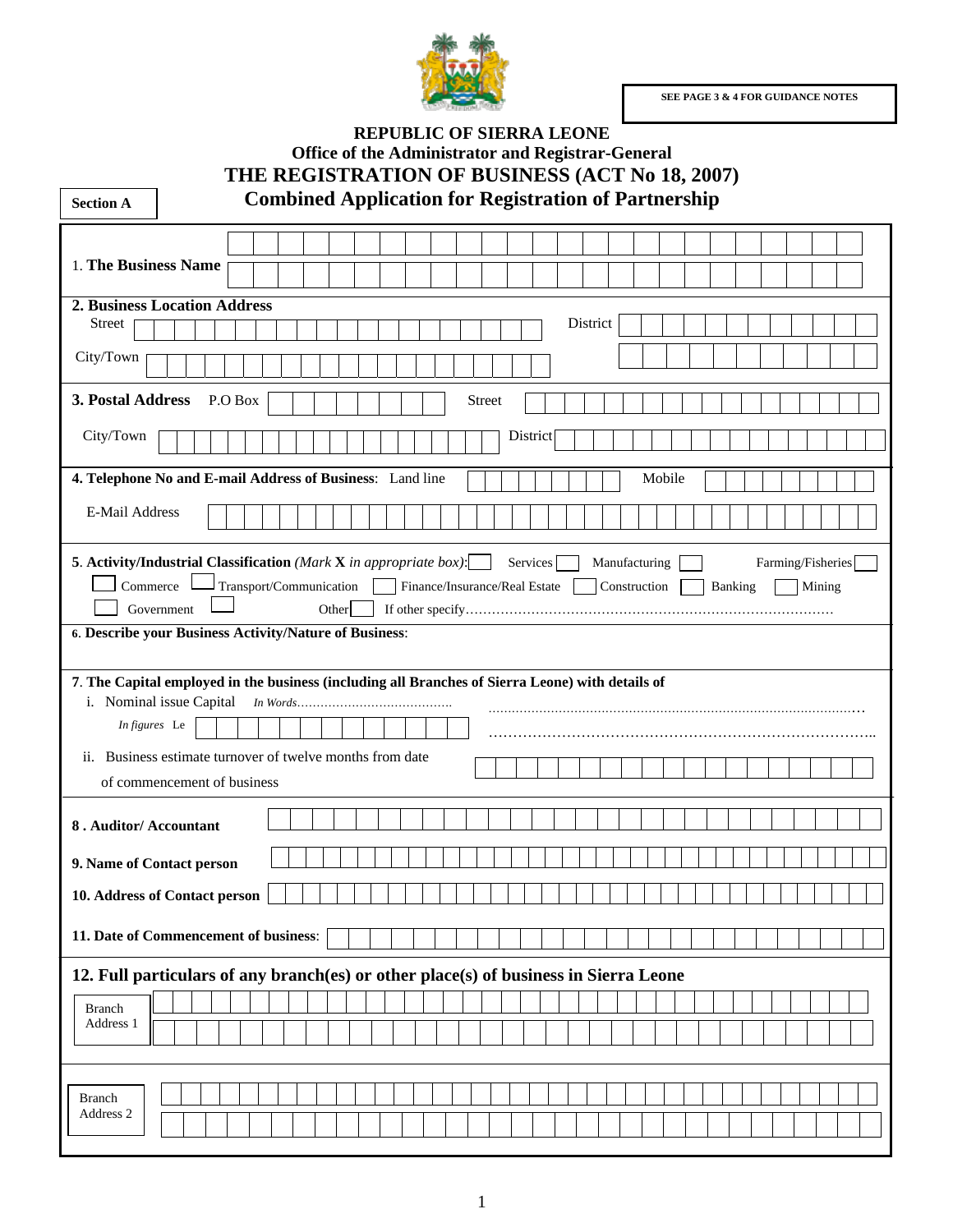SEE PAGE 3 & 4 FOR GUIDANCE NOTES

# REPUBLIC OF SIERRA LEONE

## Office of the Administrator and Registrar-General

## THE REGISTRATION OF BUSINESS (ACT No 18, 2007)

**Section A**

## Combined Application for Registration of Partnership

1. **The Business Name**

**2. Business Location Address**

Street &nbsp;&nbsp;&nbsp;&nbsp; District

City/Town

**3. Postal Address** &nbsp; P.O Box &nbsp;&nbsp;&nbsp;&nbsp; Street

City/Town &nbsp;&nbsp;&nbsp;&nbsp; District

**4. Telephone No and E-mail Address of Business**: &nbsp; Land line &nbsp;&nbsp;&nbsp;&nbsp; Mobile

E-Mail Address

5. **Activity/Industrial Classification** *(Mark* **X** *in appropriate box)*:

☐ Services ☐ Manufacturing ☐ Farming/Fisheries ☐ Commerce ☐ Transport/Communication ☐ Finance/Insurance/Real Estate ☐ Construction ☐ Banking ☐ Mining ☐ Government ☐ Other ☐ If other specify………………………………………………………………………

**6. Describe your Business Activity/Nature of Business**:

7. **The Capital employed in the business (including all Branches of Sierra Leone) with details of**

i. Nominal issue Capital &nbsp; *In Words*……………………………………. ……………………………………………………………………………………

*In figures* Le &nbsp;&nbsp;&nbsp;&nbsp; ……………………………………………………………………..

ii. Business estimate turnover of twelve months from date of commencement of business

**8 . Auditor/ Accountant**

**9. Name of Contact person**

**10. Address of Contact person**

**11. Date of Commencement of business**:

**12. Full particulars of any branch(es) or other place(s) of business in Sierra Leone**

Branch Address 1

Branch Address 2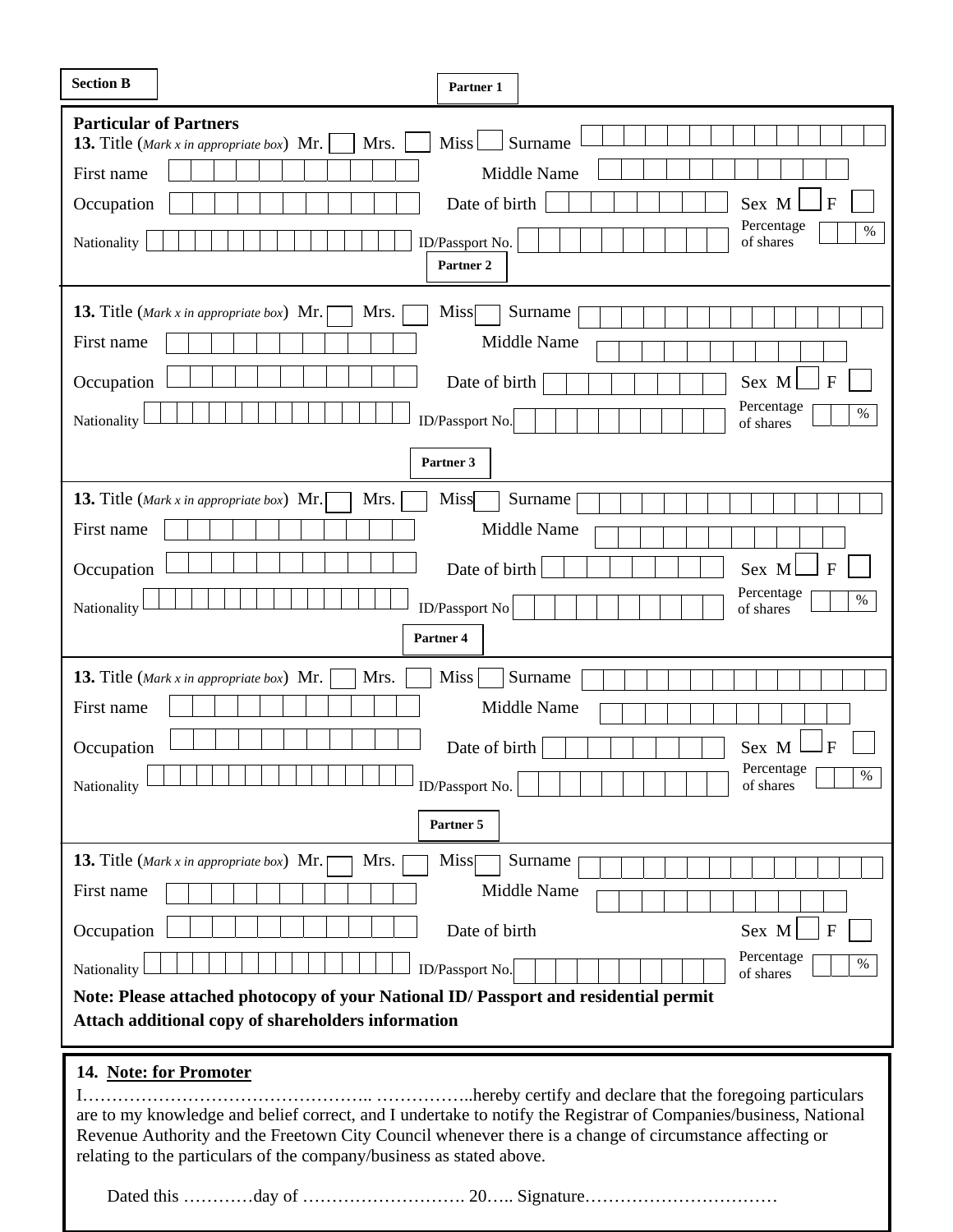**Section B**

**Partner 1**

**Particular of Partners**

**13.** Title (*Mark x in appropriate box*) Mr. ☐ Mrs. ☐ Miss ☐ Surname

First name Middle Name

Occupation Date of birth Sex M ☐ F ☐

Nationality ID/Passport No. Percentage of shares %

**Partner 2**

**13.** Title (*Mark x in appropriate box*) Mr. ☐ Mrs. ☐ Miss ☐ Surname

First name Middle Name

Occupation Date of birth Sex M ☐ F ☐

Nationality ID/Passport No. Percentage of shares %

**Partner 3**

**13.** Title (*Mark x in appropriate box*) Mr. ☐ Mrs. ☐ Miss ☐ Surname

First name Middle Name

Occupation Date of birth Sex M ☐ F ☐

Nationality ID/Passport No Percentage of shares %

**Partner 4**

**13.** Title (*Mark x in appropriate box*) Mr. ☐ Mrs. ☐ Miss ☐ Surname

First name Middle Name

Occupation Date of birth Sex M ☐ F ☐

Nationality ID/Passport No. Percentage of shares %

**Partner 5**

**13.** Title (*Mark x in appropriate box*) Mr. ☐ Mrs. ☐ Miss ☐ Surname

First name Middle Name

Occupation Date of birth Sex M ☐ F ☐

Nationality ID/Passport No. Percentage of shares %

**Note: Please attached photocopy of your National ID/ Passport and residential permit**

**Attach additional copy of shareholders information**

**14. Note: for Promoter**

I………………………………………….. ……………..hereby certify and declare that the foregoing particulars are to my knowledge and belief correct, and I undertake to notify the Registrar of Companies/business, National Revenue Authority and the Freetown City Council whenever there is a change of circumstance affecting or relating to the particulars of the company/business as stated above.

Dated this …………day of ………………………. 20….. Signature……………………………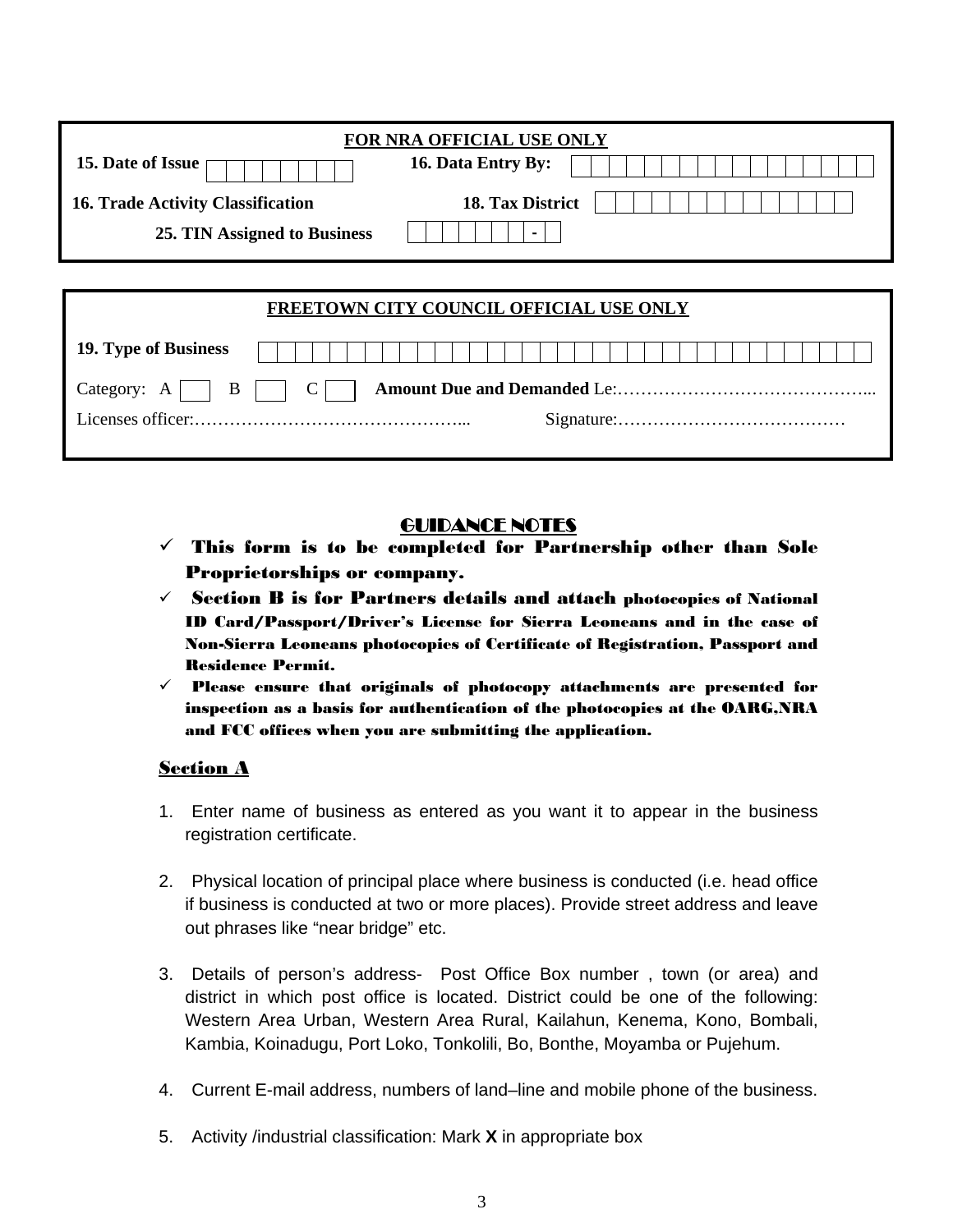**FOR NRA OFFICIAL USE ONLY**

**15. Date of Issue** ☐☐☐☐☐☐☐☐ **16. Data Entry By:** ☐☐☐☐☐☐☐☐☐☐☐☐☐☐☐☐☐

**16. Trade Activity Classification** **18. Tax District** ☐☐☐☐☐☐☐☐☐☐☐☐☐☐

**25. TIN Assigned to Business** ☐☐☐☐☐☐☐☐ - ☐

**FREETOWN CITY COUNCIL OFFICIAL USE ONLY**

**19. Type of Business** ☐☐☐☐☐☐☐☐☐☐☐☐☐☐☐☐☐☐☐☐☐☐☐☐☐☐☐☐☐☐☐☐☐☐☐

Category: A ☐ B ☐ C ☐ **Amount Due and Demanded** Le:……………………………………...

Licenses officer:………………………………………... Signature:…………………………………

## GUIDANCE NOTES

- ✓ **This form is to be completed for Partnership other than Sole Proprietorships or company.**
- ✓ **Section B is for Partners details and attach photocopies of National ID Card/Passport/Driver's License for Sierra Leoneans and in the case of Non-Sierra Leoneans photocopies of Certificate of Registration, Passport and Residence Permit.**
- ✓ **Please ensure that originals of photocopy attachments are presented for inspection as a basis for authentication of the photocopies at the OARG,NRA and FCC offices when you are submitting the application.**

### Section A

1. Enter name of business as entered as you want it to appear in the business registration certificate.

2. Physical location of principal place where business is conducted (i.e. head office if business is conducted at two or more places). Provide street address and leave out phrases like "near bridge" etc.

3. Details of person's address- Post Office Box number , town (or area) and district in which post office is located. District could be one of the following: Western Area Urban, Western Area Rural, Kailahun, Kenema, Kono, Bombali, Kambia, Koinadugu, Port Loko, Tonkolili, Bo, Bonthe, Moyamba or Pujehum.

4. Current E-mail address, numbers of land–line and mobile phone of the business.

5. Activity /industrial classification: Mark **X** in appropriate box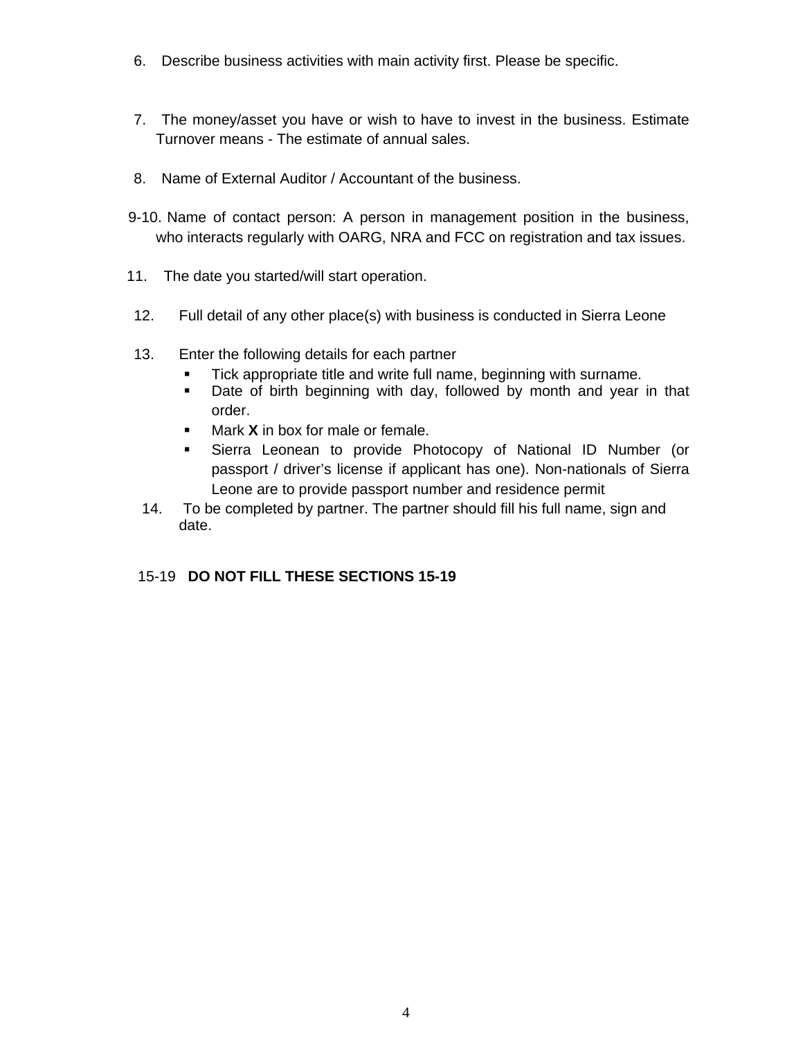6. Describe business activities with main activity first. Please be specific.

7. The money/asset you have or wish to have to invest in the business. Estimate Turnover means - The estimate of annual sales.

8. Name of External Auditor / Accountant of the business.

9-10. Name of contact person: A person in management position in the business, who interacts regularly with OARG, NRA and FCC on registration and tax issues.

11. The date you started/will start operation.

12. Full detail of any other place(s) with business is conducted in Sierra Leone

13. Enter the following details for each partner
    - Tick appropriate title and write full name, beginning with surname.
    - Date of birth beginning with day, followed by month and year in that order.
    - Mark **X** in box for male or female.
    - Sierra Leonean to provide Photocopy of National ID Number (or passport / driver's license if applicant has one). Non-nationals of Sierra Leone are to provide passport number and residence permit

14. To be completed by partner. The partner should fill his full name, sign and date.

15-19 **DO NOT FILL THESE SECTIONS 15-19**